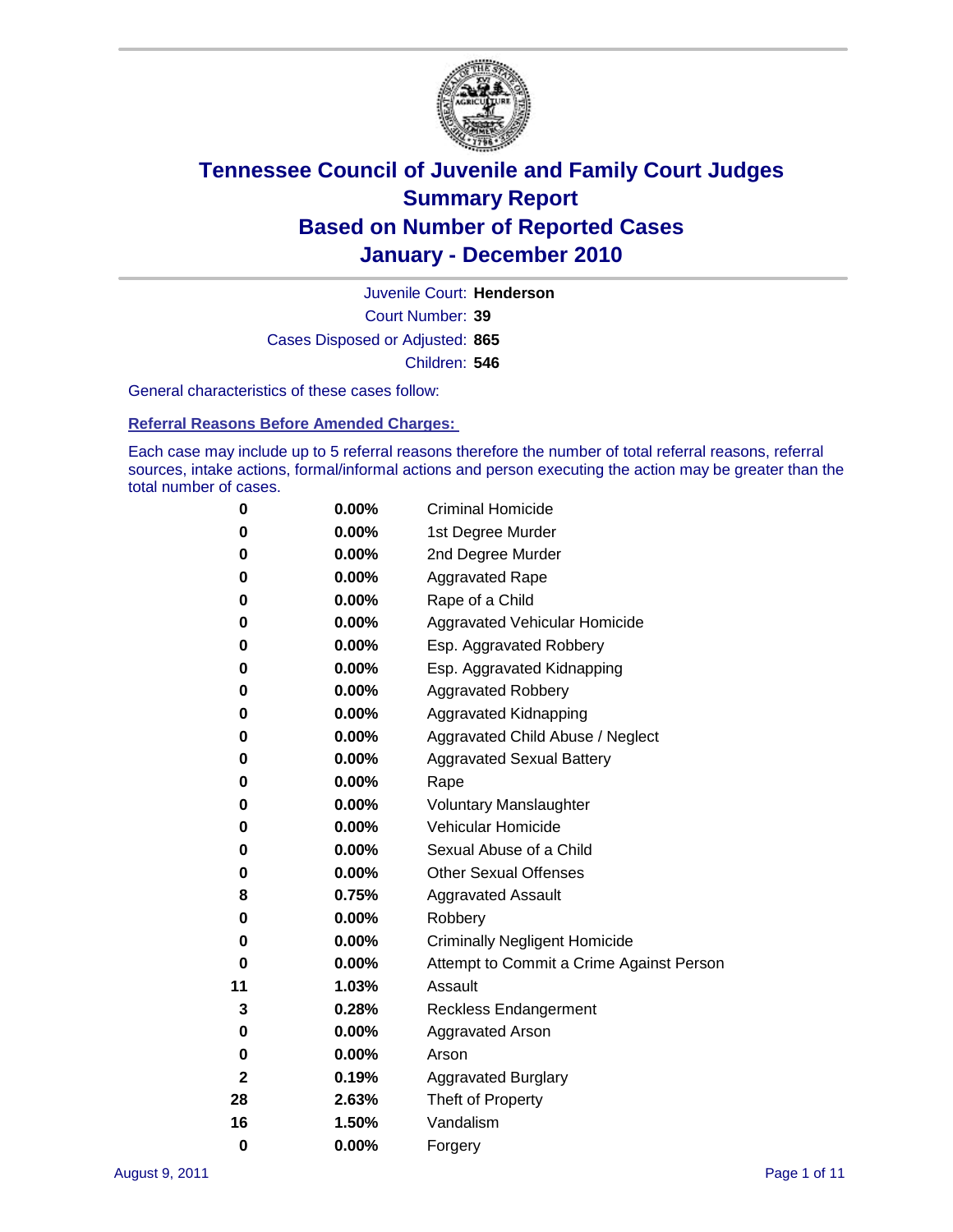# Tennessee Council of Juvenile and Family Court Judges
## Summary Report
## Based on Number of Reported Cases
## January - December 2010

Juvenile Court: **Henderson**
Court Number: **39**
Cases Disposed or Adjusted: **865**
Children: **546**

General characteristics of these cases follow:

### Referral Reasons Before Amended Charges:

Each case may include up to 5 referral reasons therefore the number of total referral reasons, referral sources, intake actions, formal/informal actions and person executing the action may be greater than the total number of cases.

| Count | Percent | Referral Reason |
|---|---|---|
| 0 | 0.00% | Criminal Homicide |
| 0 | 0.00% | 1st Degree Murder |
| 0 | 0.00% | 2nd Degree Murder |
| 0 | 0.00% | Aggravated Rape |
| 0 | 0.00% | Rape of a Child |
| 0 | 0.00% | Aggravated Vehicular Homicide |
| 0 | 0.00% | Esp. Aggravated Robbery |
| 0 | 0.00% | Esp. Aggravated Kidnapping |
| 0 | 0.00% | Aggravated Robbery |
| 0 | 0.00% | Aggravated Kidnapping |
| 0 | 0.00% | Aggravated Child Abuse / Neglect |
| 0 | 0.00% | Aggravated Sexual Battery |
| 0 | 0.00% | Rape |
| 0 | 0.00% | Voluntary Manslaughter |
| 0 | 0.00% | Vehicular Homicide |
| 0 | 0.00% | Sexual Abuse of a Child |
| 0 | 0.00% | Other Sexual Offenses |
| 8 | 0.75% | Aggravated Assault |
| 0 | 0.00% | Robbery |
| 0 | 0.00% | Criminally Negligent Homicide |
| 0 | 0.00% | Attempt to Commit a Crime Against Person |
| 11 | 1.03% | Assault |
| 3 | 0.28% | Reckless Endangerment |
| 0 | 0.00% | Aggravated Arson |
| 0 | 0.00% | Arson |
| 2 | 0.19% | Aggravated Burglary |
| 28 | 2.63% | Theft of Property |
| 16 | 1.50% | Vandalism |
| 0 | 0.00% | Forgery |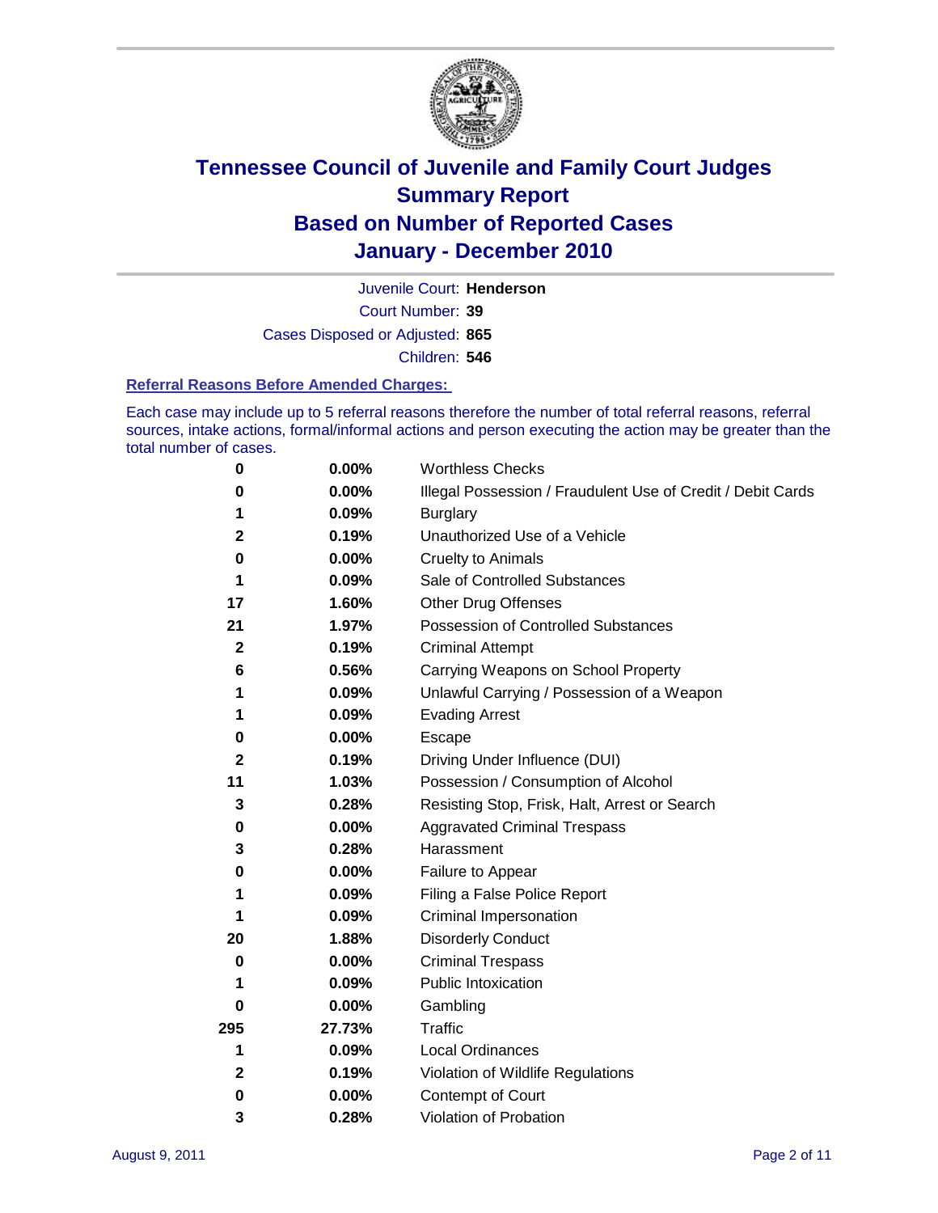# Tennessee Council of Juvenile and Family Court Judges
# Summary Report
# Based on Number of Reported Cases
# January - December 2010

Juvenile Court: **Henderson**

Court Number: **39**

Cases Disposed or Adjusted: **865**

Children: **546**

### Referral Reasons Before Amended Charges:

Each case may include up to 5 referral reasons therefore the number of total referral reasons, referral sources, intake actions, formal/informal actions and person executing the action may be greater than the total number of cases.

| | | |
|---|---|---|
| 0 | 0.00% | Worthless Checks |
| 0 | 0.00% | Illegal Possession / Fraudulent Use of Credit / Debit Cards |
| 1 | 0.09% | Burglary |
| 2 | 0.19% | Unauthorized Use of a Vehicle |
| 0 | 0.00% | Cruelty to Animals |
| 1 | 0.09% | Sale of Controlled Substances |
| 17 | 1.60% | Other Drug Offenses |
| 21 | 1.97% | Possession of Controlled Substances |
| 2 | 0.19% | Criminal Attempt |
| 6 | 0.56% | Carrying Weapons on School Property |
| 1 | 0.09% | Unlawful Carrying / Possession of a Weapon |
| 1 | 0.09% | Evading Arrest |
| 0 | 0.00% | Escape |
| 2 | 0.19% | Driving Under Influence (DUI) |
| 11 | 1.03% | Possession / Consumption of Alcohol |
| 3 | 0.28% | Resisting Stop, Frisk, Halt, Arrest or Search |
| 0 | 0.00% | Aggravated Criminal Trespass |
| 3 | 0.28% | Harassment |
| 0 | 0.00% | Failure to Appear |
| 1 | 0.09% | Filing a False Police Report |
| 1 | 0.09% | Criminal Impersonation |
| 20 | 1.88% | Disorderly Conduct |
| 0 | 0.00% | Criminal Trespass |
| 1 | 0.09% | Public Intoxication |
| 0 | 0.00% | Gambling |
| 295 | 27.73% | Traffic |
| 1 | 0.09% | Local Ordinances |
| 2 | 0.19% | Violation of Wildlife Regulations |
| 0 | 0.00% | Contempt of Court |
| 3 | 0.28% | Violation of Probation |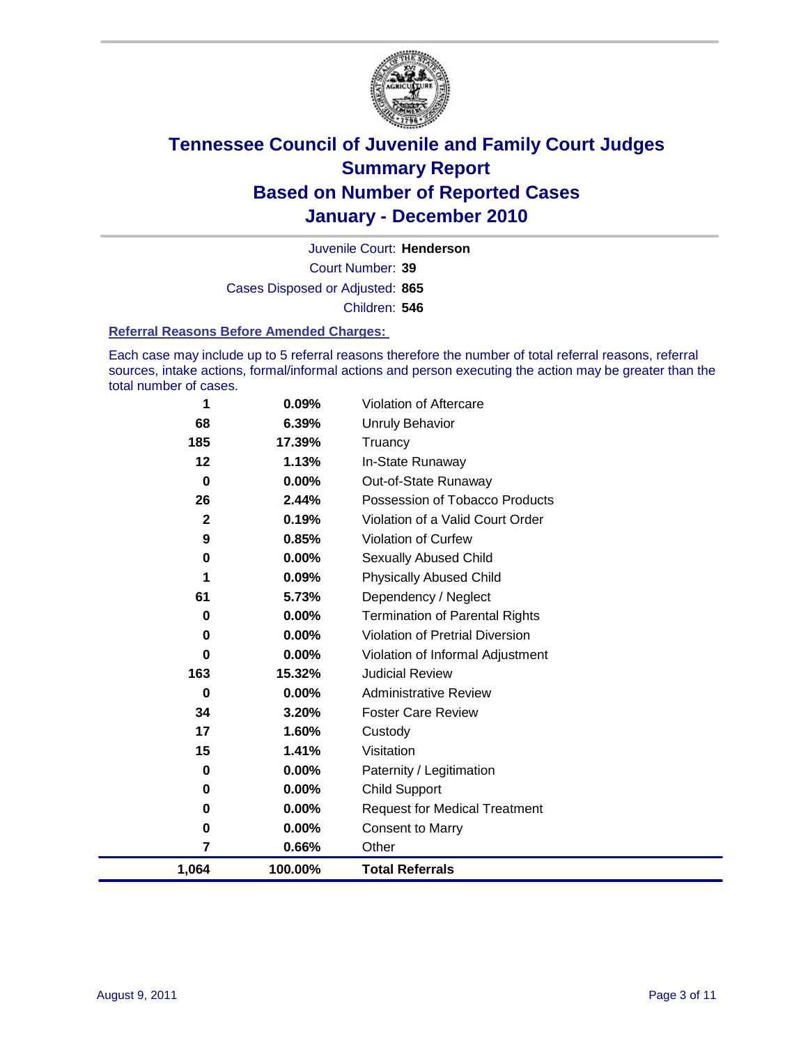# Tennessee Council of Juvenile and Family Court Judges
## Summary Report
## Based on Number of Reported Cases
## January - December 2010

Juvenile Court: **Henderson**

Court Number: **39**

Cases Disposed or Adjusted: **865**

Children: **546**

### Referral Reasons Before Amended Charges:

Each case may include up to 5 referral reasons therefore the number of total referral reasons, referral sources, intake actions, formal/informal actions and person executing the action may be greater than the total number of cases.

| | | |
|---|---|---|
| 1 | 0.09% | Violation of Aftercare |
| 68 | 6.39% | Unruly Behavior |
| 185 | 17.39% | Truancy |
| 12 | 1.13% | In-State Runaway |
| 0 | 0.00% | Out-of-State Runaway |
| 26 | 2.44% | Possession of Tobacco Products |
| 2 | 0.19% | Violation of a Valid Court Order |
| 9 | 0.85% | Violation of Curfew |
| 0 | 0.00% | Sexually Abused Child |
| 1 | 0.09% | Physically Abused Child |
| 61 | 5.73% | Dependency / Neglect |
| 0 | 0.00% | Termination of Parental Rights |
| 0 | 0.00% | Violation of Pretrial Diversion |
| 0 | 0.00% | Violation of Informal Adjustment |
| 163 | 15.32% | Judicial Review |
| 0 | 0.00% | Administrative Review |
| 34 | 3.20% | Foster Care Review |
| 17 | 1.60% | Custody |
| 15 | 1.41% | Visitation |
| 0 | 0.00% | Paternity / Legitimation |
| 0 | 0.00% | Child Support |
| 0 | 0.00% | Request for Medical Treatment |
| 0 | 0.00% | Consent to Marry |
| 7 | 0.66% | Other |
| **1,064** | **100.00%** | **Total Referrals** |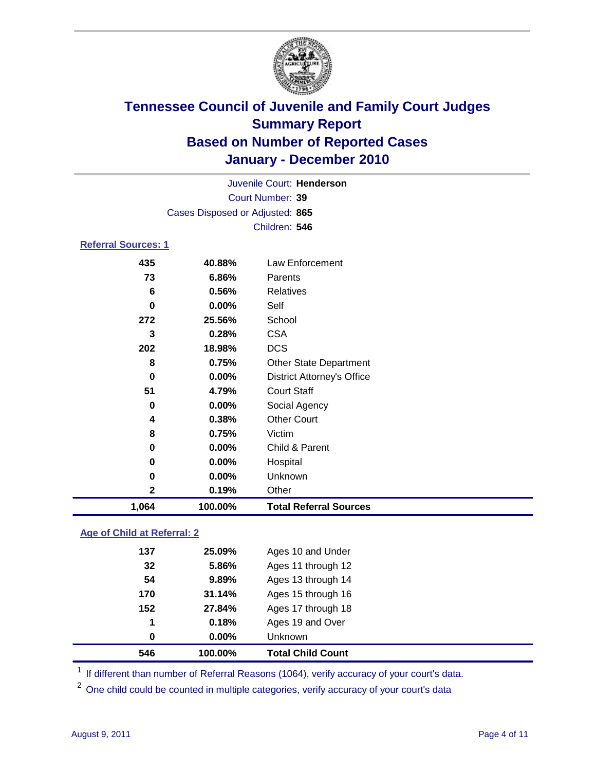# Tennessee Council of Juvenile and Family Court Judges
## Summary Report
## Based on Number of Reported Cases
## January - December 2010

Juvenile Court: **Henderson**
Court Number: **39**
Cases Disposed or Adjusted: **865**
Children: **546**

### Referral Sources: 1

| Count | Percent | Source |
|---|---|---|
| 435 | 40.88% | Law Enforcement |
| 73 | 6.86% | Parents |
| 6 | 0.56% | Relatives |
| 0 | 0.00% | Self |
| 272 | 25.56% | School |
| 3 | 0.28% | CSA |
| 202 | 18.98% | DCS |
| 8 | 0.75% | Other State Department |
| 0 | 0.00% | District Attorney's Office |
| 51 | 4.79% | Court Staff |
| 0 | 0.00% | Social Agency |
| 4 | 0.38% | Other Court |
| 8 | 0.75% | Victim |
| 0 | 0.00% | Child & Parent |
| 0 | 0.00% | Hospital |
| 0 | 0.00% | Unknown |
| 2 | 0.19% | Other |
| **1,064** | **100.00%** | **Total Referral Sources** |

### Age of Child at Referral: 2

| Count | Percent | Age |
|---|---|---|
| 137 | 25.09% | Ages 10 and Under |
| 32 | 5.86% | Ages 11 through 12 |
| 54 | 9.89% | Ages 13 through 14 |
| 170 | 31.14% | Ages 15 through 16 |
| 152 | 27.84% | Ages 17 through 18 |
| 1 | 0.18% | Ages 19 and Over |
| 0 | 0.00% | Unknown |
| **546** | **100.00%** | **Total Child Count** |

[1] If different than number of Referral Reasons (1064), verify accuracy of your court's data.

[2] One child could be counted in multiple categories, verify accuracy of your court's data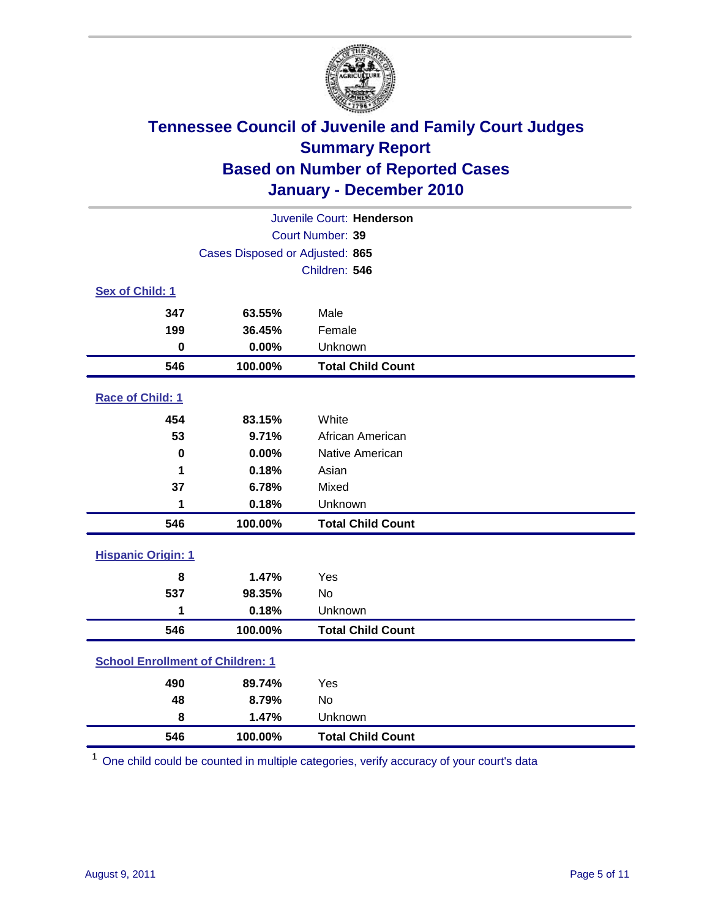# Tennessee Council of Juvenile and Family Court Judges
## Summary Report
## Based on Number of Reported Cases
## January - December 2010

Juvenile Court: **Henderson**

Court Number: **39**

Cases Disposed or Adjusted: **865**

Children: **546**

### Sex of Child: 1

| | | |
|---|---|---|
| 347 | 63.55% | Male |
| 199 | 36.45% | Female |
| 0 | 0.00% | Unknown |
| **546** | **100.00%** | **Total Child Count** |

### Race of Child: 1

| | | |
|---|---|---|
| 454 | 83.15% | White |
| 53 | 9.71% | African American |
| 0 | 0.00% | Native American |
| 1 | 0.18% | Asian |
| 37 | 6.78% | Mixed |
| 1 | 0.18% | Unknown |
| **546** | **100.00%** | **Total Child Count** |

### Hispanic Origin: 1

| | | |
|---|---|---|
| 8 | 1.47% | Yes |
| 537 | 98.35% | No |
| 1 | 0.18% | Unknown |
| **546** | **100.00%** | **Total Child Count** |

### School Enrollment of Children: 1

| | | |
|---|---|---|
| 490 | 89.74% | Yes |
| 48 | 8.79% | No |
| 8 | 1.47% | Unknown |
| **546** | **100.00%** | **Total Child Count** |

[1] One child could be counted in multiple categories, verify accuracy of your court's data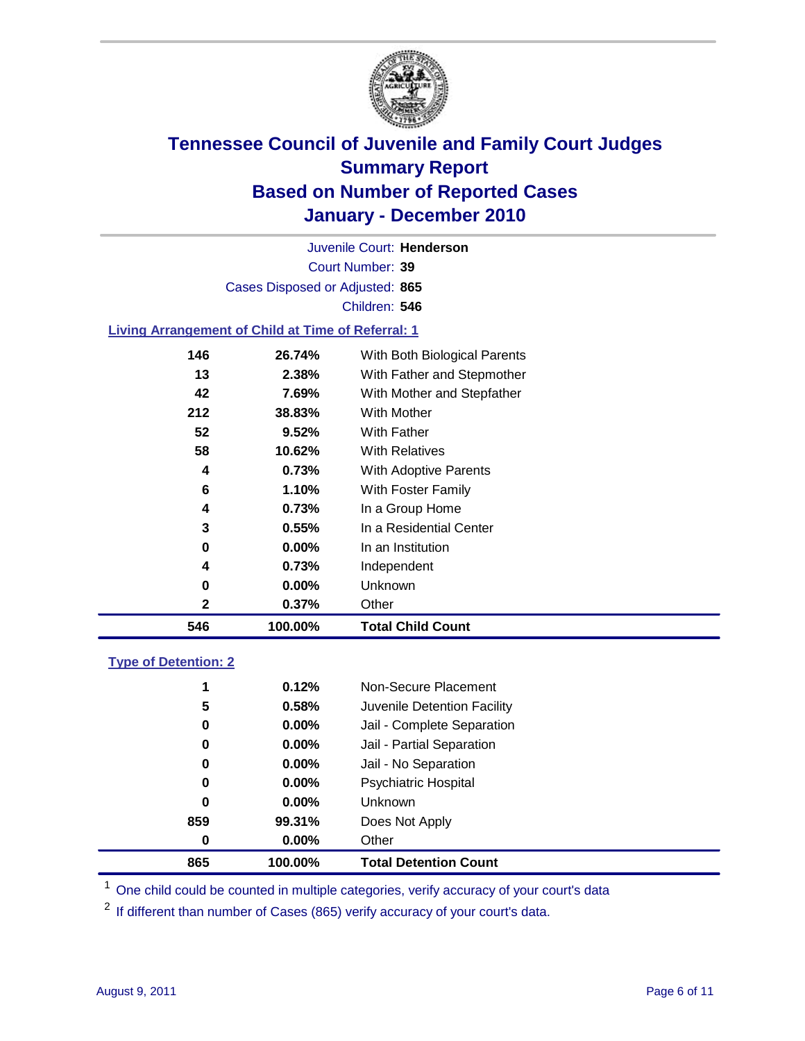# Tennessee Council of Juvenile and Family Court Judges
## Summary Report
## Based on Number of Reported Cases
## January - December 2010

Juvenile Court: **Henderson**
Court Number: **39**
Cases Disposed or Adjusted: **865**
Children: **546**

### Living Arrangement of Child at Time of Referral: 1

| Count | Percent | Category |
|---|---|---|
| 146 | 26.74% | With Both Biological Parents |
| 13 | 2.38% | With Father and Stepmother |
| 42 | 7.69% | With Mother and Stepfather |
| 212 | 38.83% | With Mother |
| 52 | 9.52% | With Father |
| 58 | 10.62% | With Relatives |
| 4 | 0.73% | With Adoptive Parents |
| 6 | 1.10% | With Foster Family |
| 4 | 0.73% | In a Group Home |
| 3 | 0.55% | In a Residential Center |
| 0 | 0.00% | In an Institution |
| 4 | 0.73% | Independent |
| 0 | 0.00% | Unknown |
| 2 | 0.37% | Other |
| **546** | **100.00%** | **Total Child Count** |

### Type of Detention: 2

| Count | Percent | Category |
|---|---|---|
| 1 | 0.12% | Non-Secure Placement |
| 5 | 0.58% | Juvenile Detention Facility |
| 0 | 0.00% | Jail - Complete Separation |
| 0 | 0.00% | Jail - Partial Separation |
| 0 | 0.00% | Jail - No Separation |
| 0 | 0.00% | Psychiatric Hospital |
| 0 | 0.00% | Unknown |
| 859 | 99.31% | Does Not Apply |
| 0 | 0.00% | Other |
| **865** | **100.00%** | **Total Detention Count** |

[1] One child could be counted in multiple categories, verify accuracy of your court's data

[2] If different than number of Cases (865) verify accuracy of your court's data.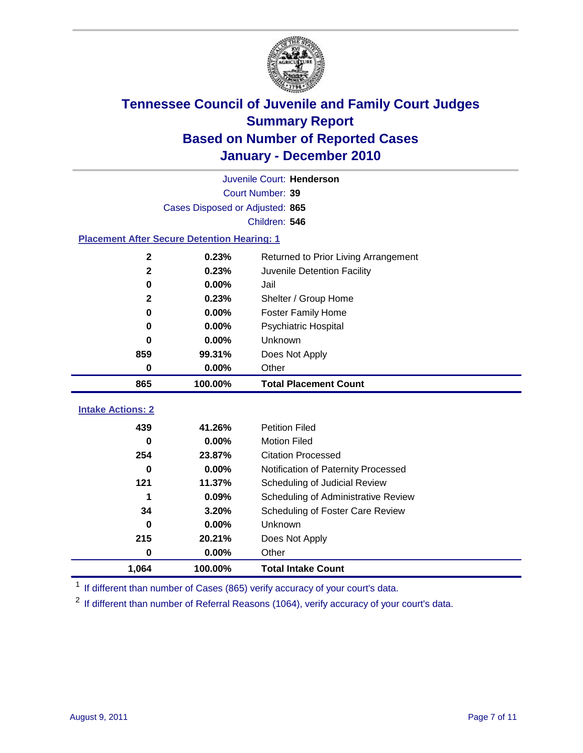# Tennessee Council of Juvenile and Family Court Judges
## Summary Report
## Based on Number of Reported Cases
## January - December 2010

Juvenile Court: **Henderson**

Court Number: **39**

Cases Disposed or Adjusted: **865**

Children: **546**

### Placement After Secure Detention Hearing: 1

| | | |
|---|---|---|
| 2 | 0.23% | Returned to Prior Living Arrangement |
| 2 | 0.23% | Juvenile Detention Facility |
| 0 | 0.00% | Jail |
| 2 | 0.23% | Shelter / Group Home |
| 0 | 0.00% | Foster Family Home |
| 0 | 0.00% | Psychiatric Hospital |
| 0 | 0.00% | Unknown |
| 859 | 99.31% | Does Not Apply |
| 0 | 0.00% | Other |
| **865** | **100.00%** | **Total Placement Count** |

### Intake Actions: 2

| | | |
|---|---|---|
| 439 | 41.26% | Petition Filed |
| 0 | 0.00% | Motion Filed |
| 254 | 23.87% | Citation Processed |
| 0 | 0.00% | Notification of Paternity Processed |
| 121 | 11.37% | Scheduling of Judicial Review |
| 1 | 0.09% | Scheduling of Administrative Review |
| 34 | 3.20% | Scheduling of Foster Care Review |
| 0 | 0.00% | Unknown |
| 215 | 20.21% | Does Not Apply |
| 0 | 0.00% | Other |
| **1,064** | **100.00%** | **Total Intake Count** |

[1] If different than number of Cases (865) verify accuracy of your court's data.

[2] If different than number of Referral Reasons (1064), verify accuracy of your court's data.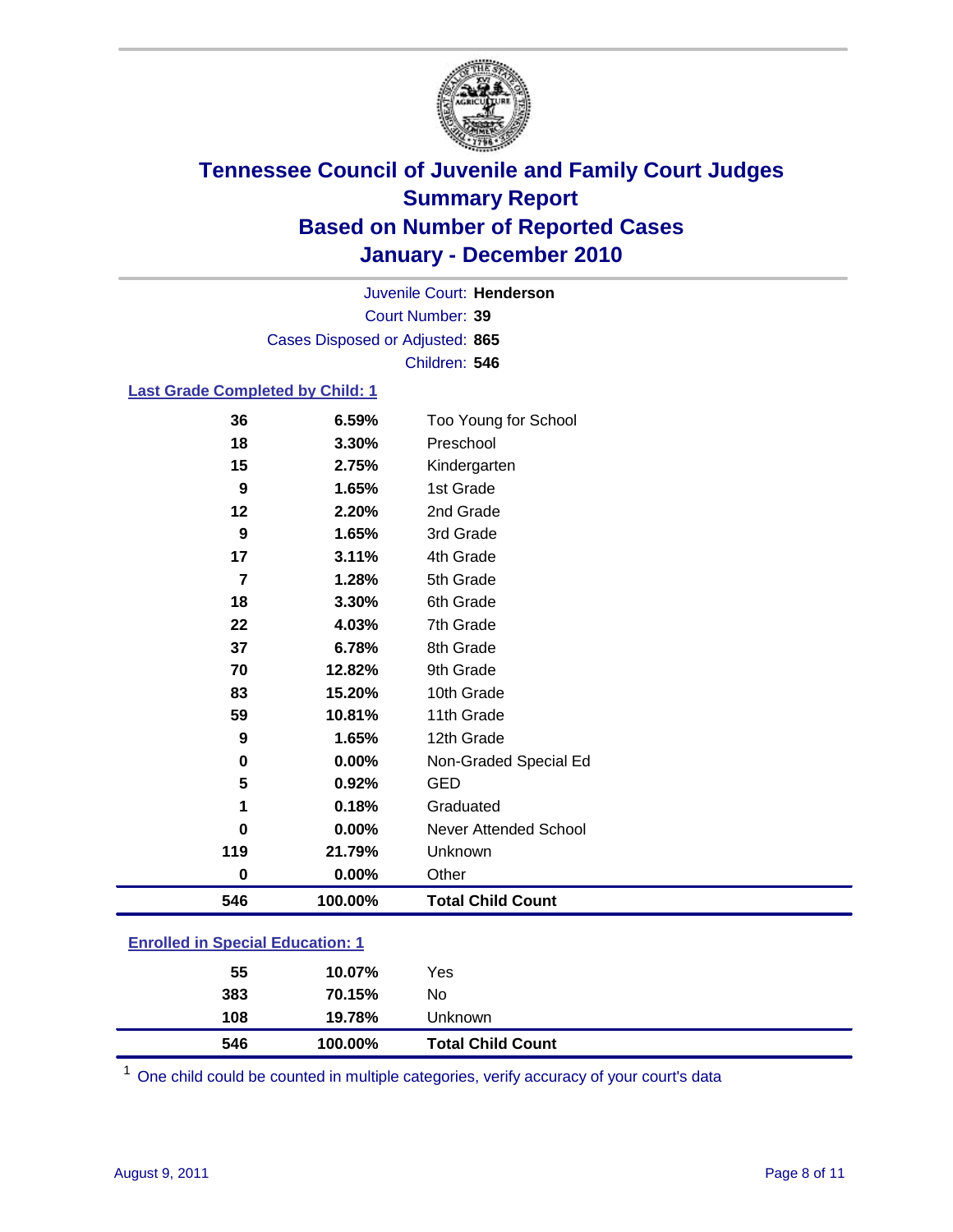# Tennessee Council of Juvenile and Family Court Judges
## Summary Report
## Based on Number of Reported Cases
## January - December 2010

Juvenile Court: **Henderson**

Court Number: **39**

Cases Disposed or Adjusted: **865**

Children: **546**

### Last Grade Completed by Child: 1

| | | |
|---|---|---|
| 36 | 6.59% | Too Young for School |
| 18 | 3.30% | Preschool |
| 15 | 2.75% | Kindergarten |
| 9 | 1.65% | 1st Grade |
| 12 | 2.20% | 2nd Grade |
| 9 | 1.65% | 3rd Grade |
| 17 | 3.11% | 4th Grade |
| 7 | 1.28% | 5th Grade |
| 18 | 3.30% | 6th Grade |
| 22 | 4.03% | 7th Grade |
| 37 | 6.78% | 8th Grade |
| 70 | 12.82% | 9th Grade |
| 83 | 15.20% | 10th Grade |
| 59 | 10.81% | 11th Grade |
| 9 | 1.65% | 12th Grade |
| 0 | 0.00% | Non-Graded Special Ed |
| 5 | 0.92% | GED |
| 1 | 0.18% | Graduated |
| 0 | 0.00% | Never Attended School |
| 119 | 21.79% | Unknown |
| 0 | 0.00% | Other |
| **546** | **100.00%** | **Total Child Count** |

### Enrolled in Special Education: 1

| | | |
|---|---|---|
| 55 | 10.07% | Yes |
| 383 | 70.15% | No |
| 108 | 19.78% | Unknown |
| **546** | **100.00%** | **Total Child Count** |

[1] One child could be counted in multiple categories, verify accuracy of your court's data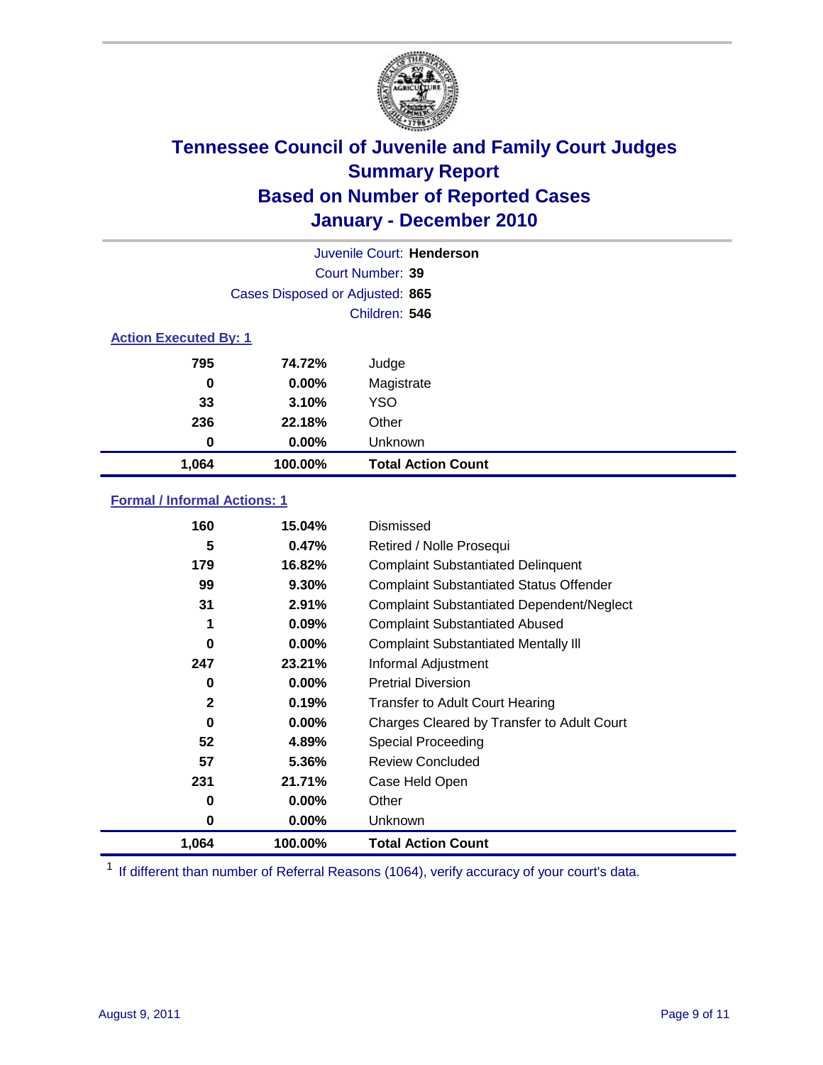# Tennessee Council of Juvenile and Family Court Judges
## Summary Report
## Based on Number of Reported Cases
## January - December 2010

Juvenile Court: **Henderson**

Court Number: **39**

Cases Disposed or Adjusted: **865**

Children: **546**

### Action Executed By: 1

| | | |
|---|---|---|
| 795 | 74.72% | Judge |
| 0 | 0.00% | Magistrate |
| 33 | 3.10% | YSO |
| 236 | 22.18% | Other |
| 0 | 0.00% | Unknown |
| **1,064** | **100.00%** | **Total Action Count** |

### Formal / Informal Actions: 1

| | | |
|---|---|---|
| 160 | 15.04% | Dismissed |
| 5 | 0.47% | Retired / Nolle Prosequi |
| 179 | 16.82% | Complaint Substantiated Delinquent |
| 99 | 9.30% | Complaint Substantiated Status Offender |
| 31 | 2.91% | Complaint Substantiated Dependent/Neglect |
| 1 | 0.09% | Complaint Substantiated Abused |
| 0 | 0.00% | Complaint Substantiated Mentally Ill |
| 247 | 23.21% | Informal Adjustment |
| 0 | 0.00% | Pretrial Diversion |
| 2 | 0.19% | Transfer to Adult Court Hearing |
| 0 | 0.00% | Charges Cleared by Transfer to Adult Court |
| 52 | 4.89% | Special Proceeding |
| 57 | 5.36% | Review Concluded |
| 231 | 21.71% | Case Held Open |
| 0 | 0.00% | Other |
| 0 | 0.00% | Unknown |
| **1,064** | **100.00%** | **Total Action Count** |

[1] If different than number of Referral Reasons (1064), verify accuracy of your court's data.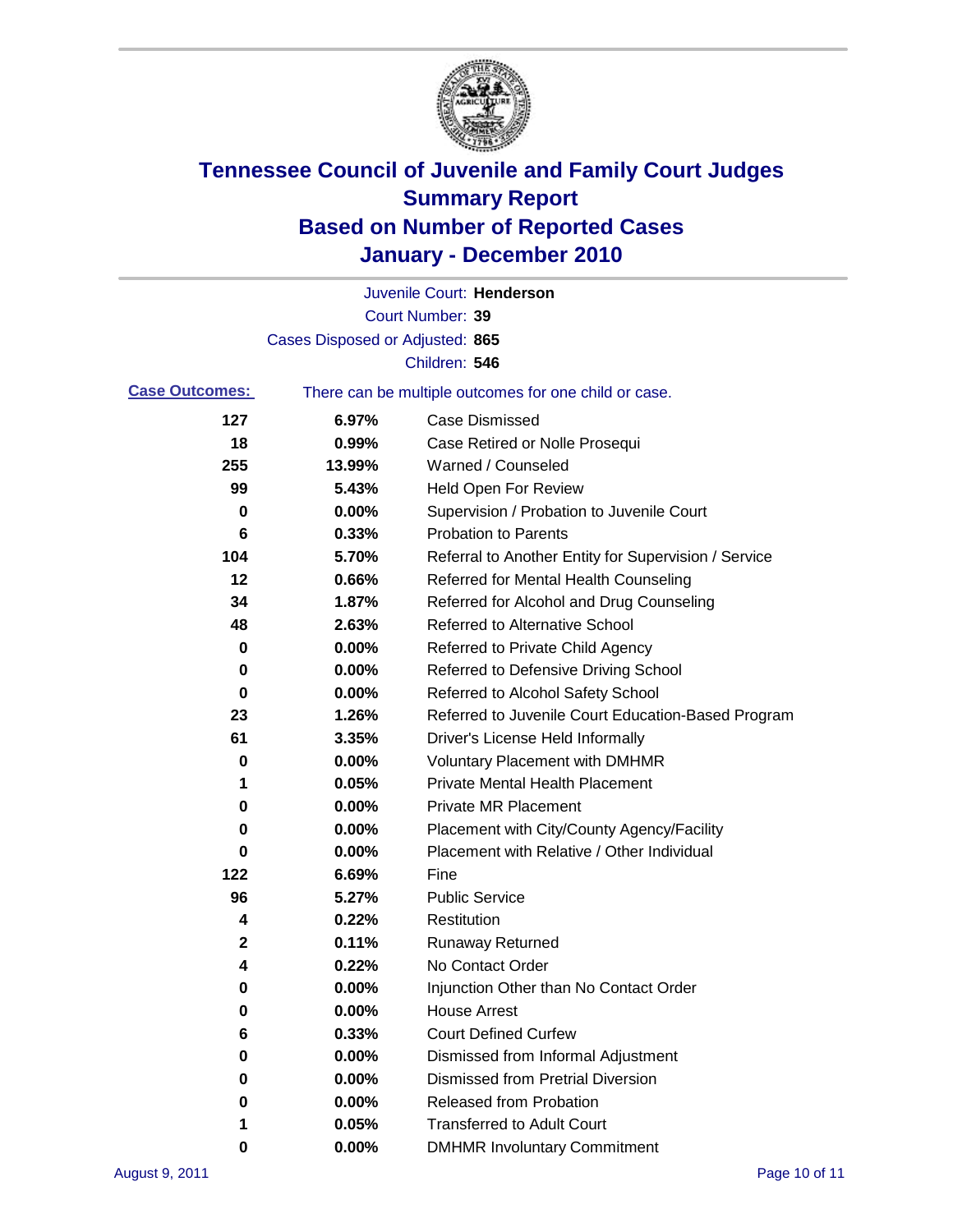# Tennessee Council of Juvenile and Family Court Judges
## Summary Report
## Based on Number of Reported Cases
## January - December 2010

Juvenile Court: **Henderson**

Court Number: **39**

Cases Disposed or Adjusted: **865**

Children: **546**

**Case Outcomes:** There can be multiple outcomes for one child or case.

| | | |
|---|---|---|
| 127 | 6.97% | Case Dismissed |
| 18 | 0.99% | Case Retired or Nolle Prosequi |
| 255 | 13.99% | Warned / Counseled |
| 99 | 5.43% | Held Open For Review |
| 0 | 0.00% | Supervision / Probation to Juvenile Court |
| 6 | 0.33% | Probation to Parents |
| 104 | 5.70% | Referral to Another Entity for Supervision / Service |
| 12 | 0.66% | Referred for Mental Health Counseling |
| 34 | 1.87% | Referred for Alcohol and Drug Counseling |
| 48 | 2.63% | Referred to Alternative School |
| 0 | 0.00% | Referred to Private Child Agency |
| 0 | 0.00% | Referred to Defensive Driving School |
| 0 | 0.00% | Referred to Alcohol Safety School |
| 23 | 1.26% | Referred to Juvenile Court Education-Based Program |
| 61 | 3.35% | Driver's License Held Informally |
| 0 | 0.00% | Voluntary Placement with DMHMR |
| 1 | 0.05% | Private Mental Health Placement |
| 0 | 0.00% | Private MR Placement |
| 0 | 0.00% | Placement with City/County Agency/Facility |
| 0 | 0.00% | Placement with Relative / Other Individual |
| 122 | 6.69% | Fine |
| 96 | 5.27% | Public Service |
| 4 | 0.22% | Restitution |
| 2 | 0.11% | Runaway Returned |
| 4 | 0.22% | No Contact Order |
| 0 | 0.00% | Injunction Other than No Contact Order |
| 0 | 0.00% | House Arrest |
| 6 | 0.33% | Court Defined Curfew |
| 0 | 0.00% | Dismissed from Informal Adjustment |
| 0 | 0.00% | Dismissed from Pretrial Diversion |
| 0 | 0.00% | Released from Probation |
| 1 | 0.05% | Transferred to Adult Court |
| 0 | 0.00% | DMHMR Involuntary Commitment |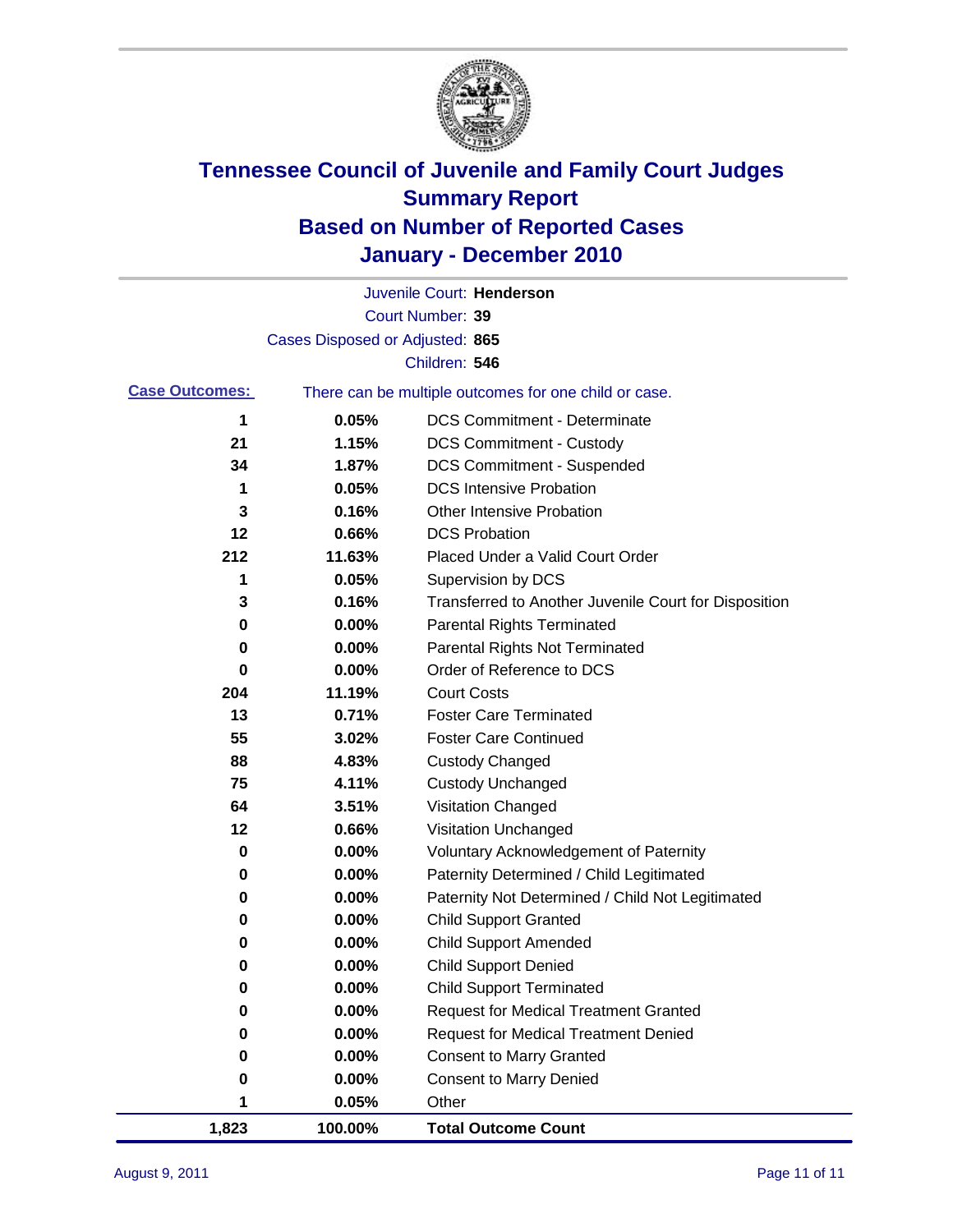# Tennessee Council of Juvenile and Family Court Judges
# Summary Report
# Based on Number of Reported Cases
# January - December 2010

Juvenile Court: **Henderson**

Court Number: **39**

Cases Disposed or Adjusted: **865**

Children: **546**

**Case Outcomes:** There can be multiple outcomes for one child or case.

| | | |
|---|---|---|
| 1 | 0.05% | DCS Commitment - Determinate |
| 21 | 1.15% | DCS Commitment - Custody |
| 34 | 1.87% | DCS Commitment - Suspended |
| 1 | 0.05% | DCS Intensive Probation |
| 3 | 0.16% | Other Intensive Probation |
| 12 | 0.66% | DCS Probation |
| 212 | 11.63% | Placed Under a Valid Court Order |
| 1 | 0.05% | Supervision by DCS |
| 3 | 0.16% | Transferred to Another Juvenile Court for Disposition |
| 0 | 0.00% | Parental Rights Terminated |
| 0 | 0.00% | Parental Rights Not Terminated |
| 0 | 0.00% | Order of Reference to DCS |
| 204 | 11.19% | Court Costs |
| 13 | 0.71% | Foster Care Terminated |
| 55 | 3.02% | Foster Care Continued |
| 88 | 4.83% | Custody Changed |
| 75 | 4.11% | Custody Unchanged |
| 64 | 3.51% | Visitation Changed |
| 12 | 0.66% | Visitation Unchanged |
| 0 | 0.00% | Voluntary Acknowledgement of Paternity |
| 0 | 0.00% | Paternity Determined / Child Legitimated |
| 0 | 0.00% | Paternity Not Determined / Child Not Legitimated |
| 0 | 0.00% | Child Support Granted |
| 0 | 0.00% | Child Support Amended |
| 0 | 0.00% | Child Support Denied |
| 0 | 0.00% | Child Support Terminated |
| 0 | 0.00% | Request for Medical Treatment Granted |
| 0 | 0.00% | Request for Medical Treatment Denied |
| 0 | 0.00% | Consent to Marry Granted |
| 0 | 0.00% | Consent to Marry Denied |
| 1 | 0.05% | Other |
| **1,823** | **100.00%** | **Total Outcome Count** |